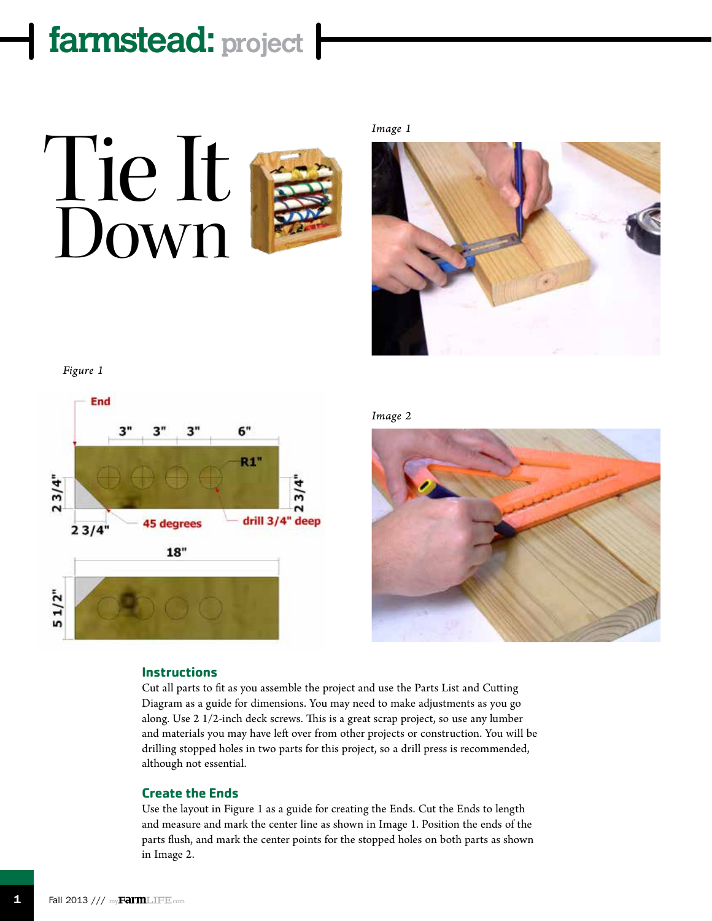# Tie It Down

*Image 1*

*Figure 1*

*Image 2*

## Instructions

Cut all parts to fit as you assemble the project and use the Parts List and Cutting Diagram as a guide for dimensions. You may need to make adjustments as you go along. Use 2 1/2-inch deck screws. This is a great scrap project, so use any lumber and materials you may have left over from other projects or construction. You will be drilling stopped holes in two parts for this project, so a drill press is recommended, although not essential.

## Create the Ends

Use the layout in Figure 1 as a guide for creating the Ends. Cut the Ends to length and measure and mark the center line as shown in Image 1. Position the ends of the parts flush, and mark the center points for the stopped holes on both parts as shown in Image 2.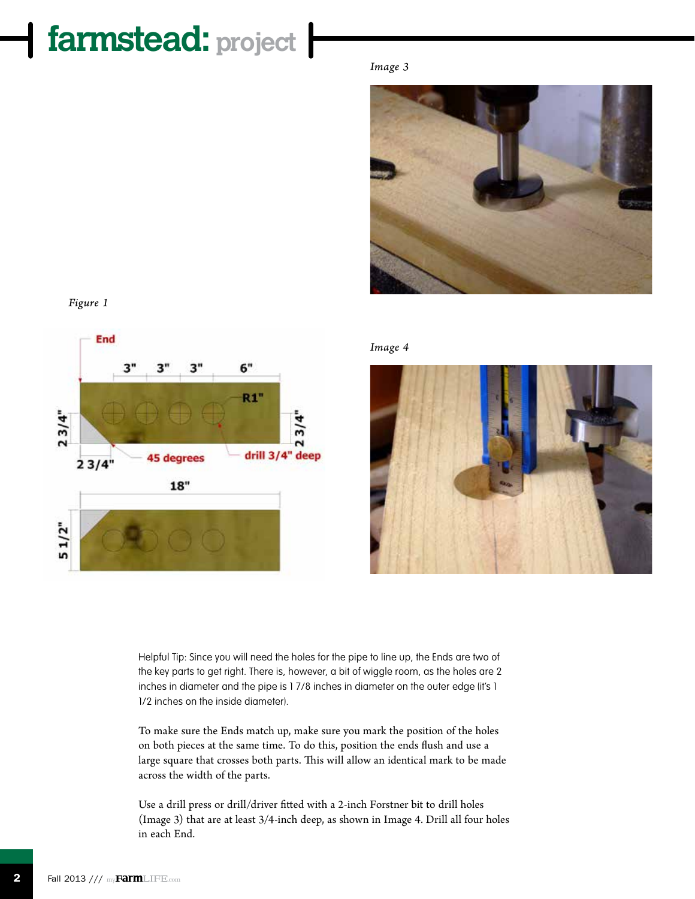Image 3

Figure 1

Image 4

Helpful Tip: Since you will need the holes for the pipe to line up, the Ends are two of the key parts to get right. There is, however, a bit of wiggle room, as the holes are 2 inches in diameter and the pipe is 1 7/8 inches in diameter on the outer edge (it's 1 1/2 inches on the inside diameter).

To make sure the Ends match up, make sure you mark the position of the holes on both pieces at the same time. To do this, position the ends flush and use a large square that crosses both parts. This will allow an identical mark to be made across the width of the parts.

Use a drill press or drill/driver fitted with a 2-inch Forstner bit to drill holes (Image 3) that are at least 3/4-inch deep, as shown in Image 4. Drill all four holes in each End.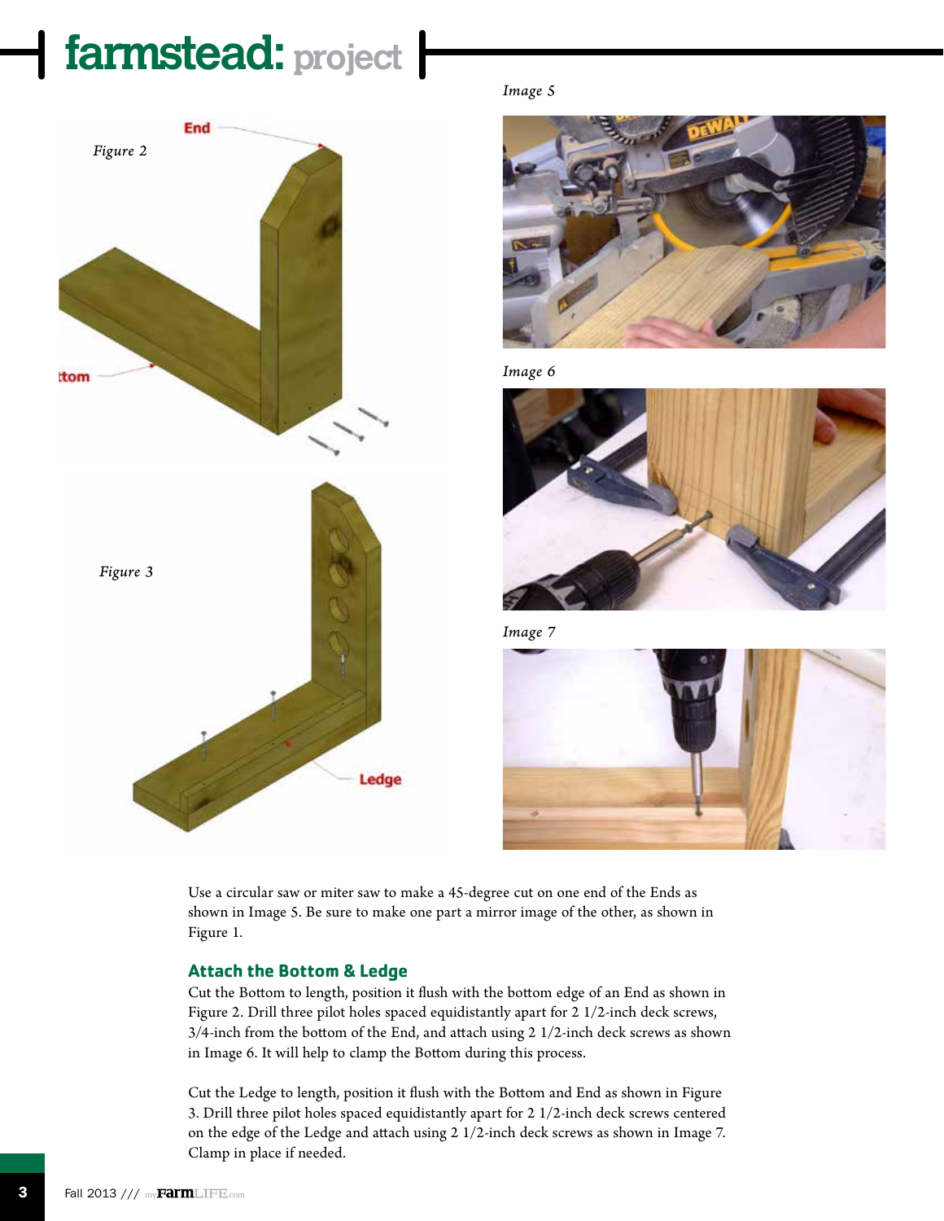Figure 2

Figure 3

Image 5

Image 6

Image 7

Use a circular saw or miter saw to make a 45-degree cut on one end of the Ends as shown in Image 5. Be sure to make one part a mirror image of the other, as shown in Figure 1.

### Attach the Bottom & Ledge

Cut the Bottom to length, position it flush with the bottom edge of an End as shown in Figure 2. Drill three pilot holes spaced equidistantly apart for 2 1/2-inch deck screws, 3/4-inch from the bottom of the End, and attach using 2 1/2-inch deck screws as shown in Image 6. It will help to clamp the Bottom during this process.

Cut the Ledge to length, position it flush with the Bottom and End as shown in Figure 3. Drill three pilot holes spaced equidistantly apart for 2 1/2-inch deck screws centered on the edge of the Ledge and attach using 2 1/2-inch deck screws as shown in Image 7. Clamp in place if needed.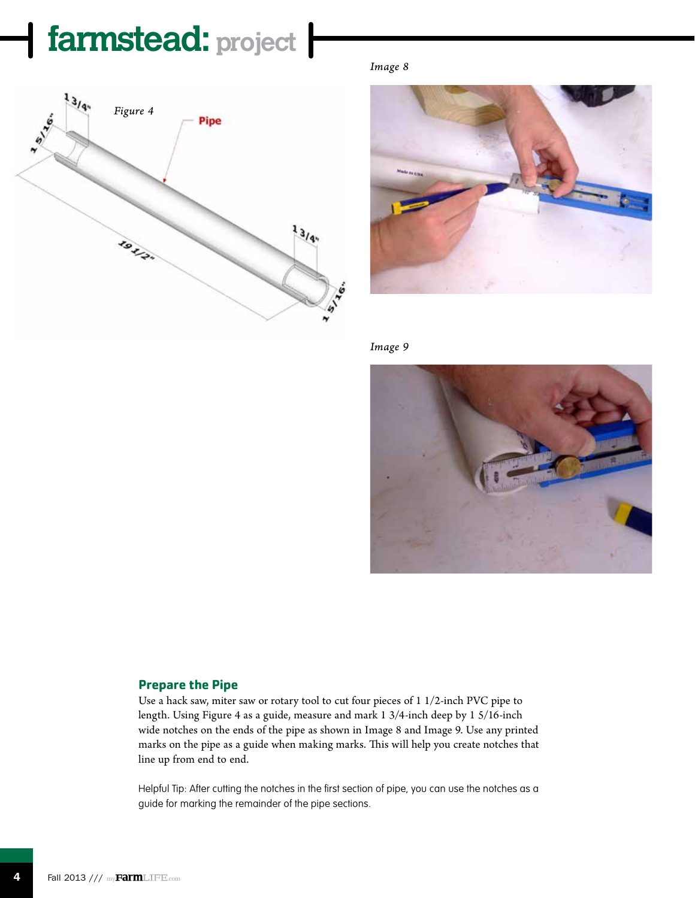Figure 4

Image 8

Image 9

## Prepare the Pipe

Use a hack saw, miter saw or rotary tool to cut four pieces of 1 1/2-inch PVC pipe to length. Using Figure 4 as a guide, measure and mark 1 3/4-inch deep by 1 5/16-inch wide notches on the ends of the pipe as shown in Image 8 and Image 9. Use any printed marks on the pipe as a guide when making marks. This will help you create notches that line up from end to end.

Helpful Tip: After cutting the notches in the first section of pipe, you can use the notches as a guide for marking the remainder of the pipe sections.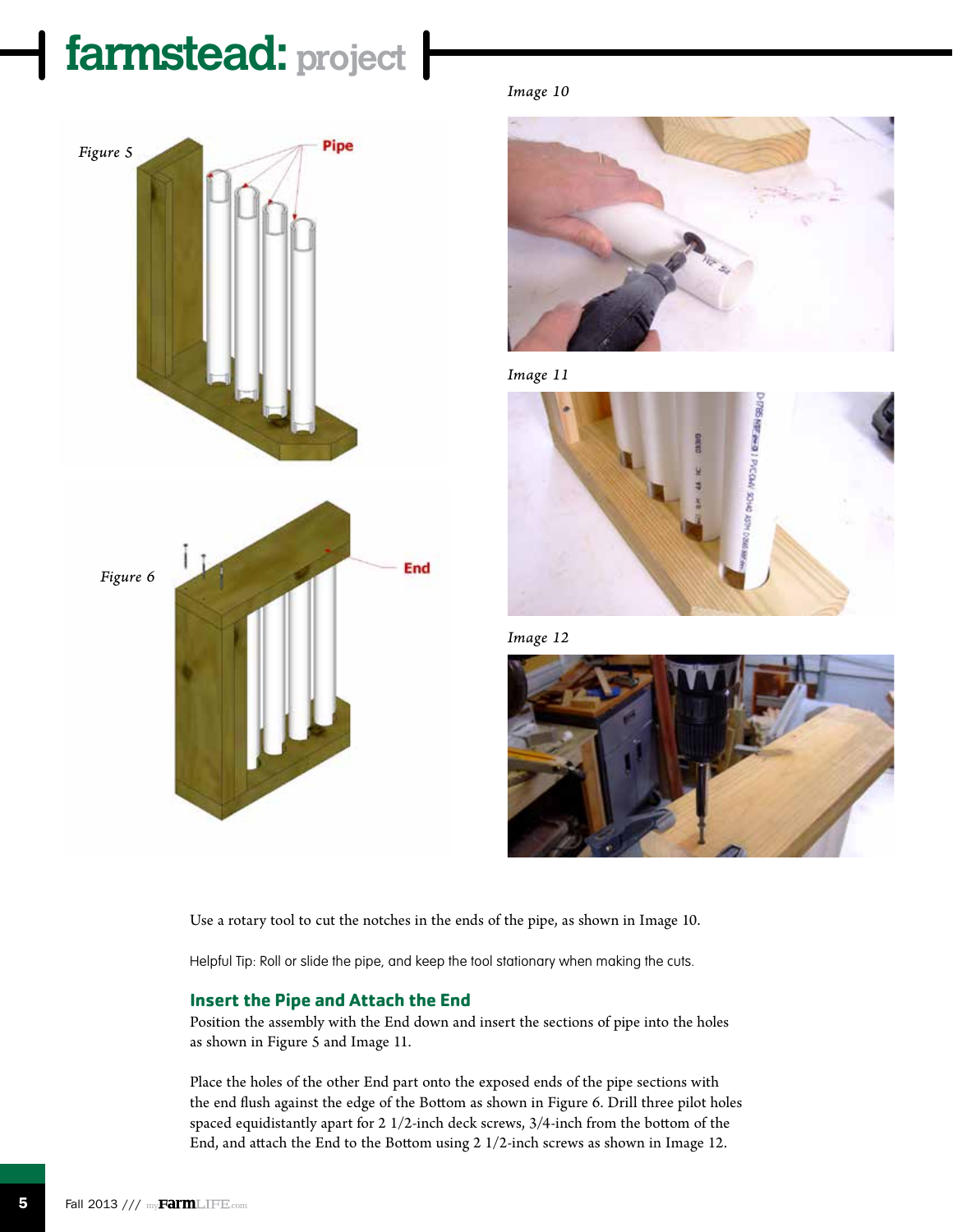Figure 5

Figure 6

Image 10

Image 11

Image 12

Use a rotary tool to cut the notches in the ends of the pipe, as shown in Image 10.

Helpful Tip: Roll or slide the pipe, and keep the tool stationary when making the cuts.

## Insert the Pipe and Attach the End

Position the assembly with the End down and insert the sections of pipe into the holes as shown in Figure 5 and Image 11.

Place the holes of the other End part onto the exposed ends of the pipe sections with the end flush against the edge of the Bottom as shown in Figure 6. Drill three pilot holes spaced equidistantly apart for 2 1/2-inch deck screws, 3/4-inch from the bottom of the End, and attach the End to the Bottom using 2 1/2-inch screws as shown in Image 12.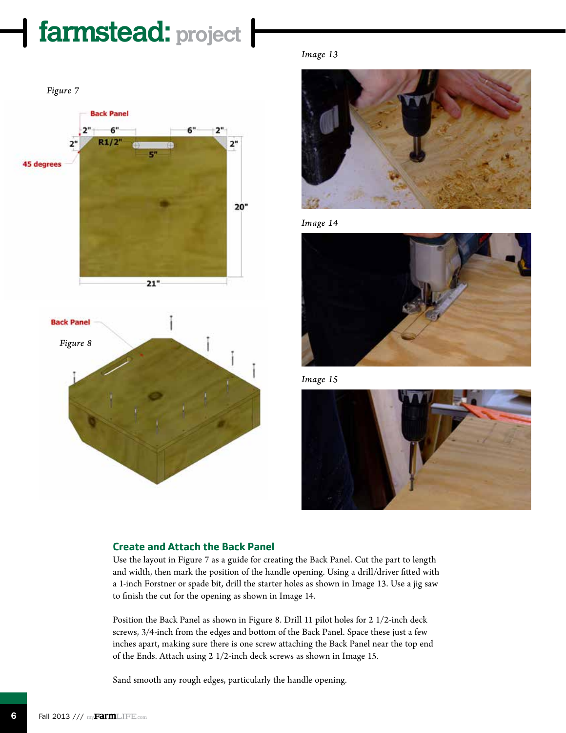Figure 7

Back Panel

2"
6"
6"
2"
2"
R1/2"
2"
5"
45 degrees
20"
21"

Back Panel

Figure 8

Image 13

Image 14

Image 15

### Create and Attach the Back Panel

Use the layout in Figure 7 as a guide for creating the Back Panel. Cut the part to length and width, then mark the position of the handle opening. Using a drill/driver fitted with a 1-inch Forstner or spade bit, drill the starter holes as shown in Image 13. Use a jig saw to finish the cut for the opening as shown in Image 14.

Position the Back Panel as shown in Figure 8. Drill 11 pilot holes for 2 1/2-inch deck screws, 3/4-inch from the edges and bottom of the Back Panel. Space these just a few inches apart, making sure there is one screw attaching the Back Panel near the top end of the Ends. Attach using 2 1/2-inch deck screws as shown in Image 15.

Sand smooth any rough edges, particularly the handle opening.